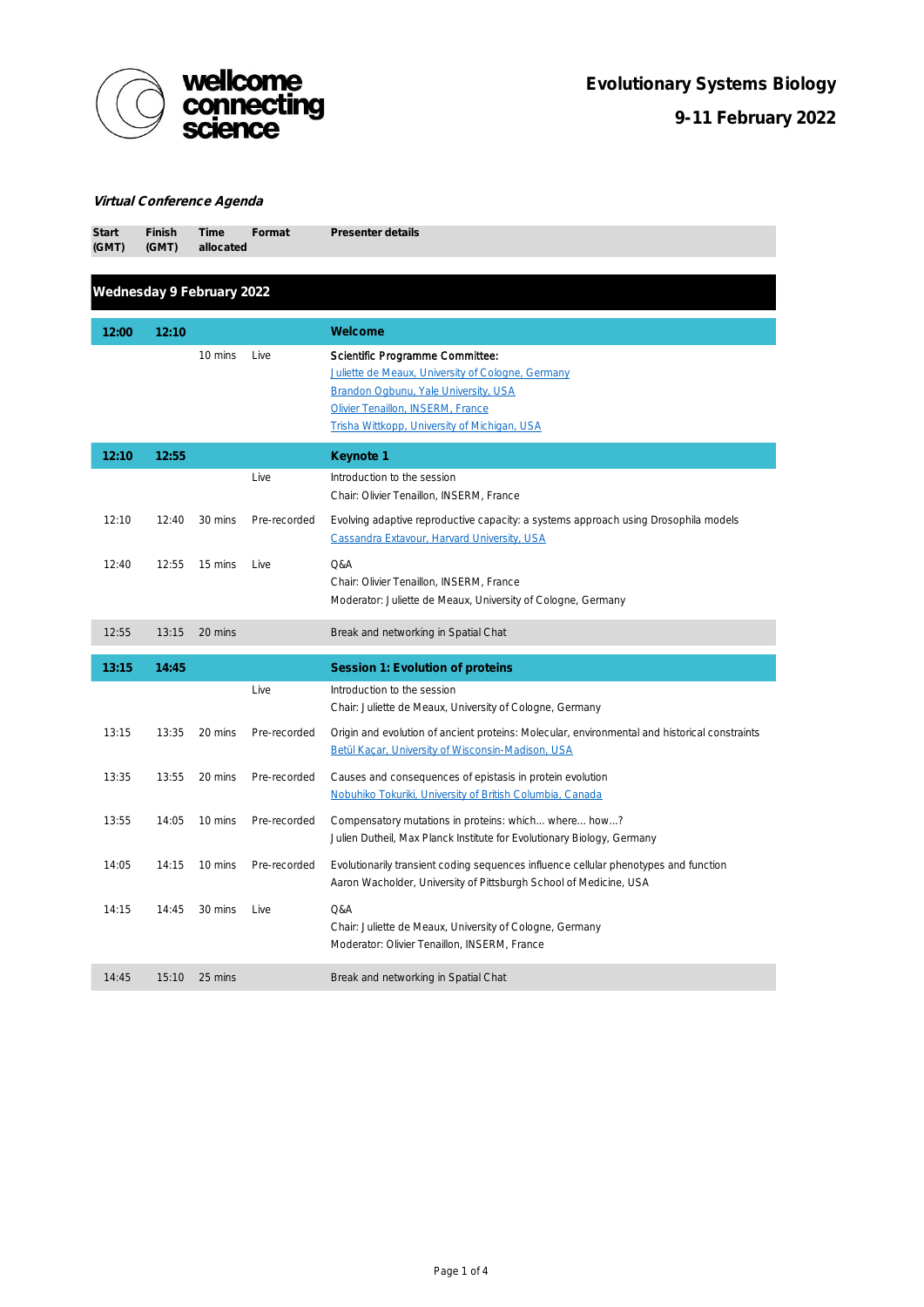# Evolutionary Systems Biology

## 9-11 February 2022

***Virtual Conference Agenda***

| Start (GMT) | Finish (GMT) | Time allocated | Format | Presenter details |
|---|---|---|---|---|
| **Wednesday 9 February 2022** | | | | |
| **12:00** | **12:10** | | | **Welcome** |
| | | 10 mins | Live | Scientific Programme Committee:<br>Juliette de Meaux, University of Cologne, Germany<br>Brandon Ogbunu, Yale University, USA<br>Olivier Tenaillon, INSERM, France<br>Trisha Wittkopp, University of Michigan, USA |
| **12:10** | **12:55** | | | **Keynote 1** |
| | | | Live | Introduction to the session<br>Chair: Olivier Tenaillon, INSERM, France |
| 12:10 | 12:40 | 30 mins | Pre-recorded | Evolving adaptive reproductive capacity: a systems approach using Drosophila models<br>Cassandra Extavour, Harvard University, USA |
| 12:40 | 12:55 | 15 mins | Live | Q&A<br>Chair: Olivier Tenaillon, INSERM, France<br>Moderator: Juliette de Meaux, University of Cologne, Germany |
| 12:55 | 13:15 | 20 mins | | Break and networking in Spatial Chat |
| **13:15** | **14:45** | | | **Session 1: Evolution of proteins** |
| | | | Live | Introduction to the session<br>Chair: Juliette de Meaux, University of Cologne, Germany |
| 13:15 | 13:35 | 20 mins | Pre-recorded | Origin and evolution of ancient proteins: Molecular, environmental and historical constraints<br>Betül Kaçar, University of Wisconsin-Madison, USA |
| 13:35 | 13:55 | 20 mins | Pre-recorded | Causes and consequences of epistasis in protein evolution<br>Nobuhiko Tokuriki, University of British Columbia, Canada |
| 13:55 | 14:05 | 10 mins | Pre-recorded | Compensatory mutations in proteins: which... where... how...?<br>Julien Dutheil, Max Planck Institute for Evolutionary Biology, Germany |
| 14:05 | 14:15 | 10 mins | Pre-recorded | Evolutionarily transient coding sequences influence cellular phenotypes and function<br>Aaron Wacholder, University of Pittsburgh School of Medicine, USA |
| 14:15 | 14:45 | 30 mins | Live | Q&A<br>Chair: Juliette de Meaux, University of Cologne, Germany<br>Moderator: Olivier Tenaillon, INSERM, France |
| 14:45 | 15:10 | 25 mins | | Break and networking in Spatial Chat |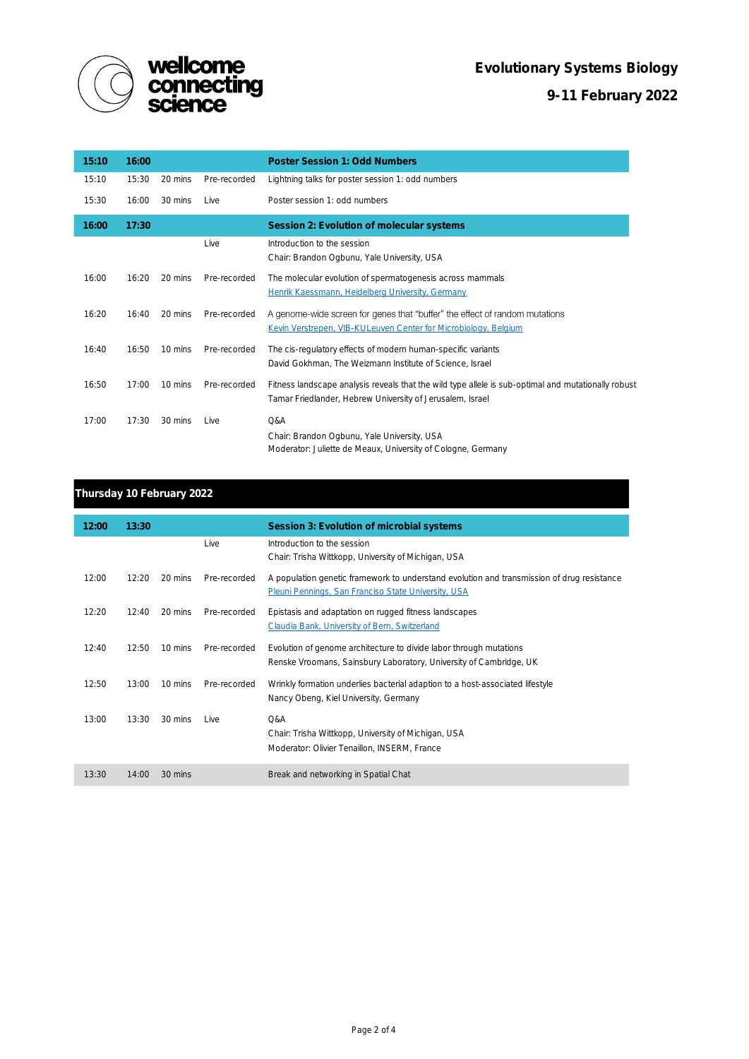| Start | End | Duration | Format | Details |
|---|---|---|---|---|
| **15:10** | **16:00** | | | **Poster Session 1: Odd Numbers** |
| 15:10 | 15:30 | 20 mins | Pre-recorded | Lightning talks for poster session 1: odd numbers |
| 15:30 | 16:00 | 30 mins | Live | Poster session 1: odd numbers |
| **16:00** | **17:30** | | | **Session 2: Evolution of molecular systems** |
| | | | Live | Introduction to the session<br>Chair: Brandon Ogbunu, Yale University, USA |
| 16:00 | 16:20 | 20 mins | Pre-recorded | The molecular evolution of spermatogenesis across mammals<br>Henrik Kaessmann, Heidelberg University, Germany |
| 16:20 | 16:40 | 20 mins | Pre-recorded | A genome-wide screen for genes that "buffer" the effect of random mutations<br>Kevin Verstrepen, VIB-KULeuven Center for Microbiology, Belgium |
| 16:40 | 16:50 | 10 mins | Pre-recorded | The cis-regulatory effects of modern human-specific variants<br>David Gokhman, The Weizmann Institute of Science, Israel |
| 16:50 | 17:00 | 10 mins | Pre-recorded | Fitness landscape analysis reveals that the wild type allele is sub-optimal and mutationally robust<br>Tamar Friedlander, Hebrew University of Jerusalem, Israel |
| 17:00 | 17:30 | 30 mins | Live | Q&A<br>Chair: Brandon Ogbunu, Yale University, USA<br>Moderator: Juliette de Meaux, University of Cologne, Germany |

## Thursday 10 February 2022

| Start | End | Duration | Format | Details |
|---|---|---|---|---|
| **12:00** | **13:30** | | | **Session 3: Evolution of microbial systems** |
| | | | Live | Introduction to the session<br>Chair: Trisha Wittkopp, University of Michigan, USA |
| 12:00 | 12:20 | 20 mins | Pre-recorded | A population genetic framework to understand evolution and transmission of drug resistance<br>Pleuni Pennings, San Franciso State University, USA |
| 12:20 | 12:40 | 20 mins | Pre-recorded | Epistasis and adaptation on rugged fitness landscapes<br>Claudia Bank, University of Bern, Switzerland |
| 12:40 | 12:50 | 10 mins | Pre-recorded | Evolution of genome architecture to divide labor through mutations<br>Renske Vroomans, Sainsbury Laboratory, University of Cambridge, UK |
| 12:50 | 13:00 | 10 mins | Pre-recorded | Wrinkly formation underlies bacterial adaption to a host-associated lifestyle<br>Nancy Obeng, Kiel University, Germany |
| 13:00 | 13:30 | 30 mins | Live | Q&A<br>Chair: Trisha Wittkopp, University of Michigan, USA<br>Moderator: Olivier Tenaillon, INSERM, France |
| 13:30 | 14:00 | 30 mins | | Break and networking in Spatial Chat |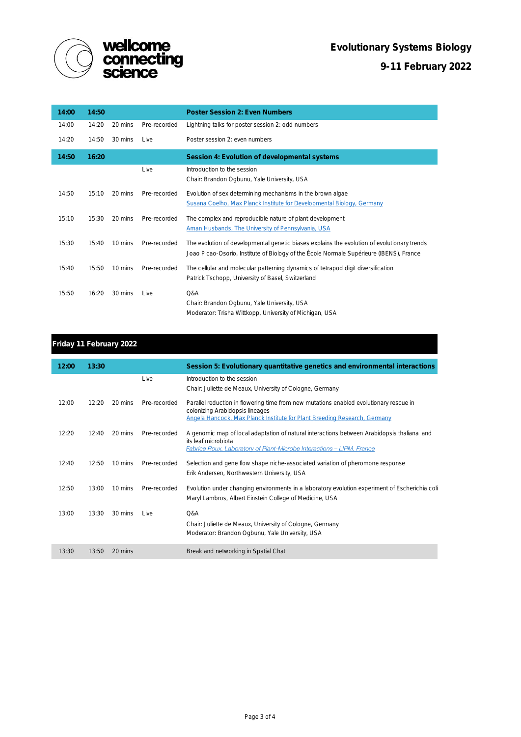| 14:00 | 14:50 | | | **Poster Session 2: Even Numbers** |
|---|---|---|---|---|
| 14:00 | 14:20 | 20 mins | Pre-recorded | Lightning talks for poster session 2: odd numbers |
| 14:20 | 14:50 | 30 mins | Live | Poster session 2: even numbers |
| **14:50** | **16:20** | | | **Session 4: Evolution of developmental systems** |
| | | | Live | Introduction to the session<br>Chair: Brandon Ogbunu, Yale University, USA |
| 14:50 | 15:10 | 20 mins | Pre-recorded | Evolution of sex determining mechanisms in the brown algae<br>Susana Coelho, Max Planck Institute for Developmental Biology, Germany |
| 15:10 | 15:30 | 20 mins | Pre-recorded | The complex and reproducible nature of plant development<br>Aman Husbands, The University of Pennsylvania, USA |
| 15:30 | 15:40 | 10 mins | Pre-recorded | The evolution of developmental genetic biases explains the evolution of evolutionary trends<br>Joao Picao-Osorio, Institute of Biology of the École Normale Supérieure (IBENS), France |
| 15:40 | 15:50 | 10 mins | Pre-recorded | The cellular and molecular patterning dynamics of tetrapod digit diversification<br>Patrick Tschopp, University of Basel, Switzerland |
| 15:50 | 16:20 | 30 mins | Live | Q&A<br>Chair: Brandon Ogbunu, Yale University, USA<br>Moderator: Trisha Wittkopp, University of Michigan, USA |

## Friday 11 February 2022

| 12:00 | 13:30 | | | **Session 5: Evolutionary quantitative genetics and environmental interactions** |
|---|---|---|---|---|
| | | | Live | Introduction to the session<br>Chair: Juliette de Meaux, University of Cologne, Germany |
| 12:00 | 12:20 | 20 mins | Pre-recorded | Parallel reduction in flowering time from new mutations enabled evolutionary rescue in colonizing Arabidopsis lineages<br>Angela Hancock, Max Planck Institute for Plant Breeding Research, Germany |
| 12:20 | 12:40 | 20 mins | Pre-recorded | A genomic map of local adaptation of natural interactions between Arabidopsis thaliana and its leaf microbiota<br>*Fabrice Roux, Laboratory of Plant-Microbe Interactions – LIPM, France* |
| 12:40 | 12:50 | 10 mins | Pre-recorded | Selection and gene flow shape niche-associated variation of pheromone response<br>Erik Andersen, Northwestern University, USA |
| 12:50 | 13:00 | 10 mins | Pre-recorded | Evolution under changing environments in a laboratory evolution experiment of Escherichia coli<br>Maryl Lambros, Albert Einstein College of Medicine, USA |
| 13:00 | 13:30 | 30 mins | Live | Q&A<br>Chair: Juliette de Meaux, University of Cologne, Germany<br>Moderator: Brandon Ogbunu, Yale University, USA |
| 13:30 | 13:50 | 20 mins | | Break and networking in Spatial Chat |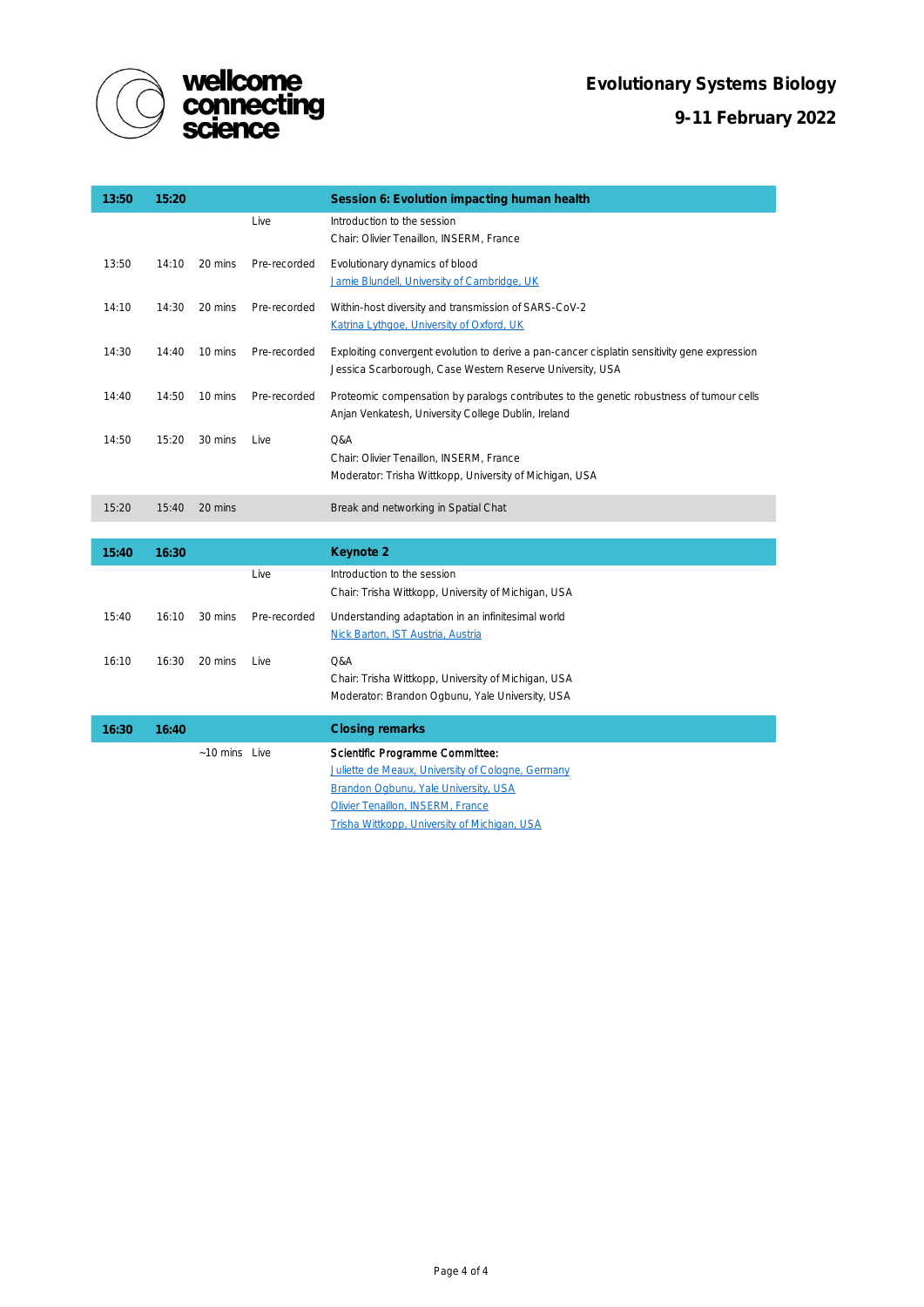**Evolutionary Systems Biology**

**9-11 February 2022**

| | | | | |
|---|---|---|---|---|
| **13:50** | **15:20** | | | **Session 6: Evolution impacting human health** |
| | | | Live | Introduction to the session<br>Chair: Olivier Tenaillon, INSERM, France |
| 13:50 | 14:10 | 20 mins | Pre-recorded | Evolutionary dynamics of blood<br>Jamie Blundell, University of Cambridge, UK |
| 14:10 | 14:30 | 20 mins | Pre-recorded | Within-host diversity and transmission of SARS-CoV-2<br>Katrina Lythgoe, University of Oxford, UK |
| 14:30 | 14:40 | 10 mins | Pre-recorded | Exploiting convergent evolution to derive a pan-cancer cisplatin sensitivity gene expression<br>Jessica Scarborough, Case Western Reserve University, USA |
| 14:40 | 14:50 | 10 mins | Pre-recorded | Proteomic compensation by paralogs contributes to the genetic robustness of tumour cells<br>Anjan Venkatesh, University College Dublin, Ireland |
| 14:50 | 15:20 | 30 mins | Live | Q&A<br>Chair: Olivier Tenaillon, INSERM, France<br>Moderator: Trisha Wittkopp, University of Michigan, USA |
| 15:20 | 15:40 | 20 mins | | Break and networking in Spatial Chat |
| **15:40** | **16:30** | | | **Keynote 2** |
| | | | Live | Introduction to the session<br>Chair: Trisha Wittkopp, University of Michigan, USA |
| 15:40 | 16:10 | 30 mins | Pre-recorded | Understanding adaptation in an infinitesimal world<br>Nick Barton, IST Austria, Austria |
| 16:10 | 16:30 | 20 mins | Live | Q&A<br>Chair: Trisha Wittkopp, University of Michigan, USA<br>Moderator: Brandon Ogbunu, Yale University, USA |
| **16:30** | **16:40** | | | **Closing remarks** |
| | | ~10 mins | Live | Scientific Programme Committee:<br>Juliette de Meaux, University of Cologne, Germany<br>Brandon Ogbunu, Yale University, USA<br>Olivier Tenaillon, INSERM, France<br>Trisha Wittkopp, University of Michigan, USA |